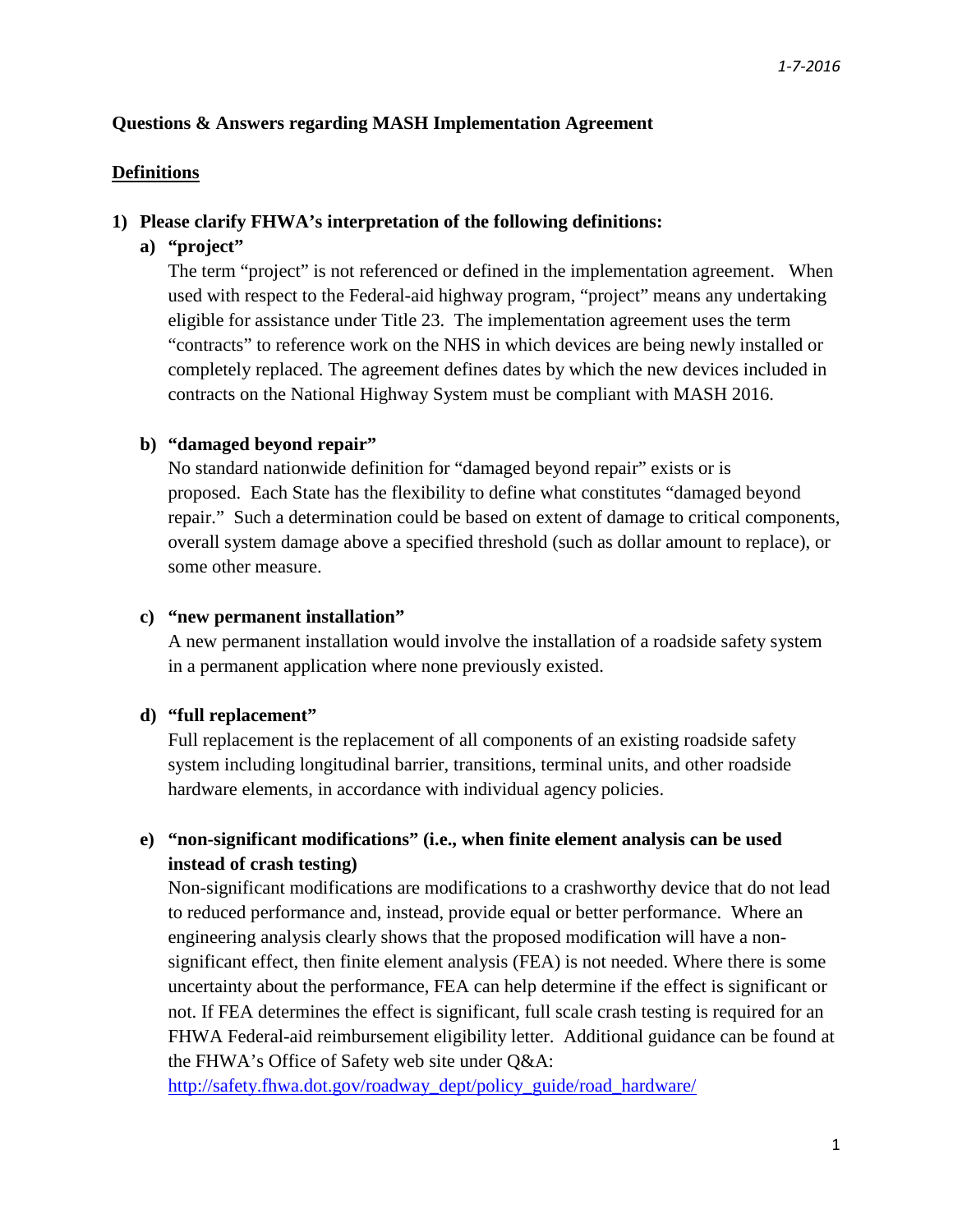# Questions & Answers regarding MASH Implementation Agreement

## Definitions

**1) Please clarify FHWA's interpretation of the following definitions:**

**a) "project"**

The term "project" is not referenced or defined in the implementation agreement. When used with respect to the Federal-aid highway program, "project" means any undertaking eligible for assistance under Title 23. The implementation agreement uses the term "contracts" to reference work on the NHS in which devices are being newly installed or completely replaced. The agreement defines dates by which the new devices included in contracts on the National Highway System must be compliant with MASH 2016.

**b) "damaged beyond repair"**

No standard nationwide definition for "damaged beyond repair" exists or is proposed. Each State has the flexibility to define what constitutes "damaged beyond repair." Such a determination could be based on extent of damage to critical components, overall system damage above a specified threshold (such as dollar amount to replace), or some other measure.

**c) "new permanent installation"**

A new permanent installation would involve the installation of a roadside safety system in a permanent application where none previously existed.

**d) "full replacement"**

Full replacement is the replacement of all components of an existing roadside safety system including longitudinal barrier, transitions, terminal units, and other roadside hardware elements, in accordance with individual agency policies.

**e) "non-significant modifications" (i.e., when finite element analysis can be used instead of crash testing)**

Non-significant modifications are modifications to a crashworthy device that do not lead to reduced performance and, instead, provide equal or better performance. Where an engineering analysis clearly shows that the proposed modification will have a non-significant effect, then finite element analysis (FEA) is not needed. Where there is some uncertainty about the performance, FEA can help determine if the effect is significant or not. If FEA determines the effect is significant, full scale crash testing is required for an FHWA Federal-aid reimbursement eligibility letter. Additional guidance can be found at the FHWA's Office of Safety web site under Q&A: http://safety.fhwa.dot.gov/roadway_dept/policy_guide/road_hardware/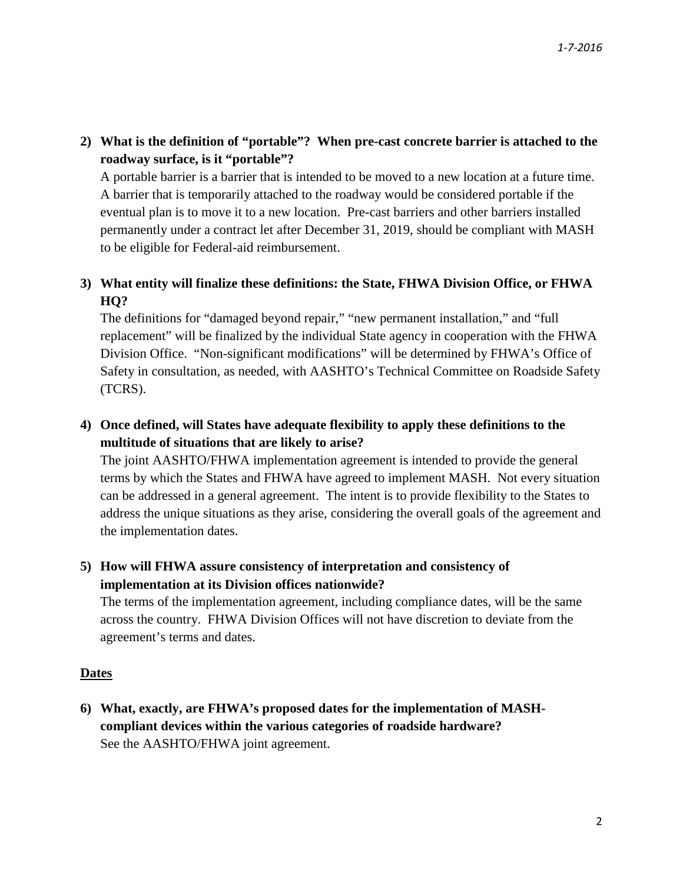**2) What is the definition of "portable"? When pre-cast concrete barrier is attached to the roadway surface, is it "portable"?**

A portable barrier is a barrier that is intended to be moved to a new location at a future time. A barrier that is temporarily attached to the roadway would be considered portable if the eventual plan is to move it to a new location. Pre-cast barriers and other barriers installed permanently under a contract let after December 31, 2019, should be compliant with MASH to be eligible for Federal-aid reimbursement.

**3) What entity will finalize these definitions: the State, FHWA Division Office, or FHWA HQ?**

The definitions for "damaged beyond repair," "new permanent installation," and "full replacement" will be finalized by the individual State agency in cooperation with the FHWA Division Office. "Non-significant modifications" will be determined by FHWA's Office of Safety in consultation, as needed, with AASHTO's Technical Committee on Roadside Safety (TCRS).

**4) Once defined, will States have adequate flexibility to apply these definitions to the multitude of situations that are likely to arise?**

The joint AASHTO/FHWA implementation agreement is intended to provide the general terms by which the States and FHWA have agreed to implement MASH. Not every situation can be addressed in a general agreement. The intent is to provide flexibility to the States to address the unique situations as they arise, considering the overall goals of the agreement and the implementation dates.

**5) How will FHWA assure consistency of interpretation and consistency of implementation at its Division offices nationwide?**

The terms of the implementation agreement, including compliance dates, will be the same across the country. FHWA Division Offices will not have discretion to deviate from the agreement's terms and dates.

## Dates

**6) What, exactly, are FHWA's proposed dates for the implementation of MASH-compliant devices within the various categories of roadside hardware?**

See the AASHTO/FHWA joint agreement.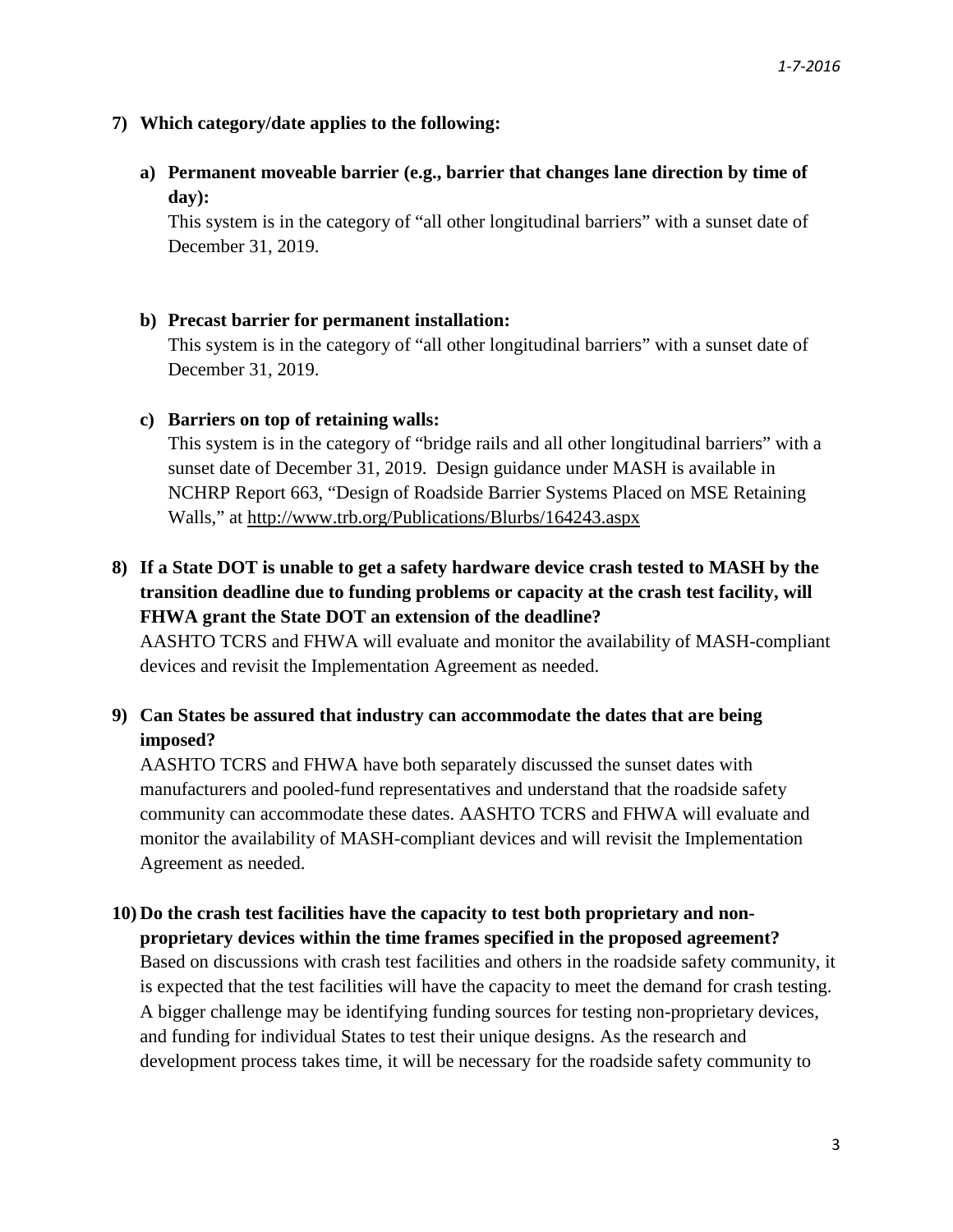**7) Which category/date applies to the following:**

**a) Permanent moveable barrier (e.g., barrier that changes lane direction by time of day):**

This system is in the category of "all other longitudinal barriers" with a sunset date of December 31, 2019.

**b) Precast barrier for permanent installation:**

This system is in the category of "all other longitudinal barriers" with a sunset date of December 31, 2019.

**c) Barriers on top of retaining walls:**

This system is in the category of "bridge rails and all other longitudinal barriers" with a sunset date of December 31, 2019. Design guidance under MASH is available in NCHRP Report 663, "Design of Roadside Barrier Systems Placed on MSE Retaining Walls," at http://www.trb.org/Publications/Blurbs/164243.aspx

**8) If a State DOT is unable to get a safety hardware device crash tested to MASH by the transition deadline due to funding problems or capacity at the crash test facility, will FHWA grant the State DOT an extension of the deadline?**

AASHTO TCRS and FHWA will evaluate and monitor the availability of MASH-compliant devices and revisit the Implementation Agreement as needed.

**9) Can States be assured that industry can accommodate the dates that are being imposed?**

AASHTO TCRS and FHWA have both separately discussed the sunset dates with manufacturers and pooled-fund representatives and understand that the roadside safety community can accommodate these dates. AASHTO TCRS and FHWA will evaluate and monitor the availability of MASH-compliant devices and will revisit the Implementation Agreement as needed.

**10) Do the crash test facilities have the capacity to test both proprietary and non-proprietary devices within the time frames specified in the proposed agreement?**

Based on discussions with crash test facilities and others in the roadside safety community, it is expected that the test facilities will have the capacity to meet the demand for crash testing. A bigger challenge may be identifying funding sources for testing non-proprietary devices, and funding for individual States to test their unique designs. As the research and development process takes time, it will be necessary for the roadside safety community to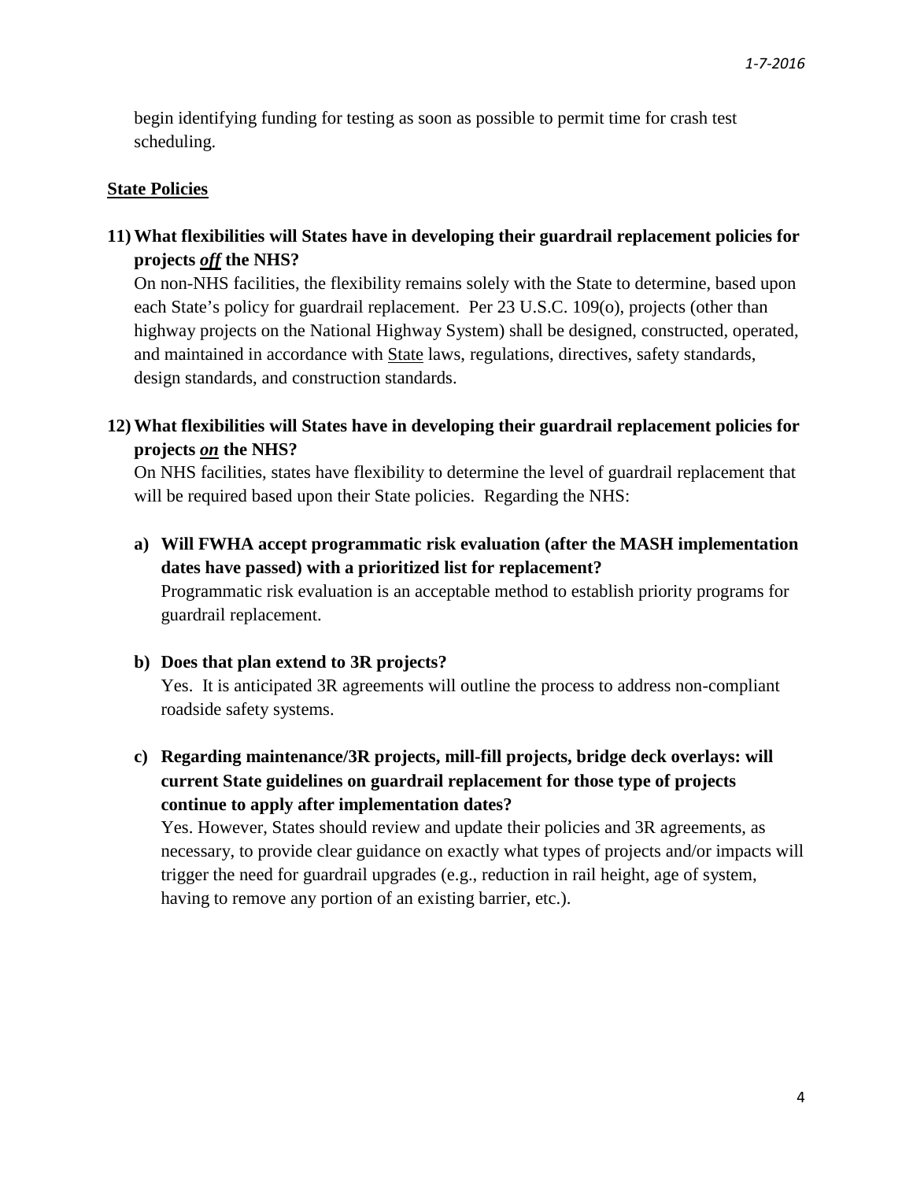begin identifying funding for testing as soon as possible to permit time for crash test scheduling.

**State Policies**

**11) What flexibilities will States have in developing their guardrail replacement policies for projects *off* the NHS?**

On non-NHS facilities, the flexibility remains solely with the State to determine, based upon each State's policy for guardrail replacement. Per 23 U.S.C. 109(o), projects (other than highway projects on the National Highway System) shall be designed, constructed, operated, and maintained in accordance with State laws, regulations, directives, safety standards, design standards, and construction standards.

**12) What flexibilities will States have in developing their guardrail replacement policies for projects *on* the NHS?**

On NHS facilities, states have flexibility to determine the level of guardrail replacement that will be required based upon their State policies. Regarding the NHS:

**a) Will FWHA accept programmatic risk evaluation (after the MASH implementation dates have passed) with a prioritized list for replacement?**

Programmatic risk evaluation is an acceptable method to establish priority programs for guardrail replacement.

**b) Does that plan extend to 3R projects?**

Yes. It is anticipated 3R agreements will outline the process to address non-compliant roadside safety systems.

**c) Regarding maintenance/3R projects, mill-fill projects, bridge deck overlays: will current State guidelines on guardrail replacement for those type of projects continue to apply after implementation dates?**

Yes. However, States should review and update their policies and 3R agreements, as necessary, to provide clear guidance on exactly what types of projects and/or impacts will trigger the need for guardrail upgrades (e.g., reduction in rail height, age of system, having to remove any portion of an existing barrier, etc.).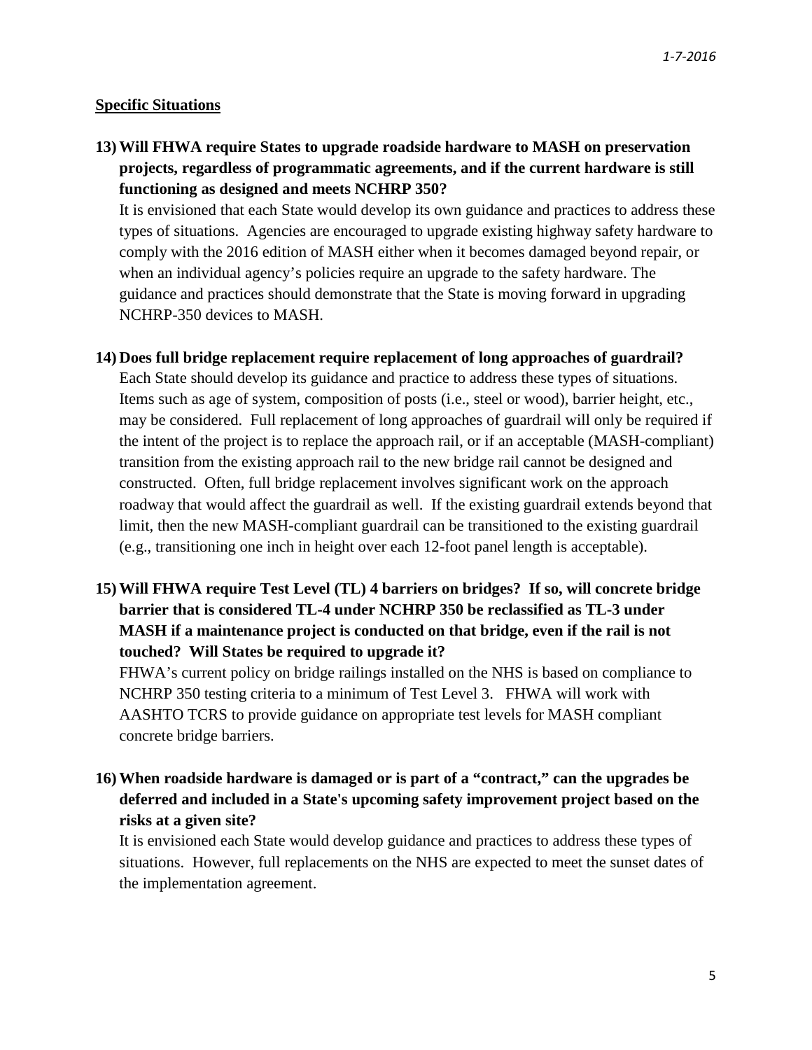## Specific Situations

**13) Will FHWA require States to upgrade roadside hardware to MASH on preservation projects, regardless of programmatic agreements, and if the current hardware is still functioning as designed and meets NCHRP 350?**

It is envisioned that each State would develop its own guidance and practices to address these types of situations. Agencies are encouraged to upgrade existing highway safety hardware to comply with the 2016 edition of MASH either when it becomes damaged beyond repair, or when an individual agency's policies require an upgrade to the safety hardware. The guidance and practices should demonstrate that the State is moving forward in upgrading NCHRP-350 devices to MASH.

**14) Does full bridge replacement require replacement of long approaches of guardrail?**

Each State should develop its guidance and practice to address these types of situations. Items such as age of system, composition of posts (i.e., steel or wood), barrier height, etc., may be considered. Full replacement of long approaches of guardrail will only be required if the intent of the project is to replace the approach rail, or if an acceptable (MASH-compliant) transition from the existing approach rail to the new bridge rail cannot be designed and constructed. Often, full bridge replacement involves significant work on the approach roadway that would affect the guardrail as well. If the existing guardrail extends beyond that limit, then the new MASH-compliant guardrail can be transitioned to the existing guardrail (e.g., transitioning one inch in height over each 12-foot panel length is acceptable).

**15) Will FHWA require Test Level (TL) 4 barriers on bridges? If so, will concrete bridge barrier that is considered TL-4 under NCHRP 350 be reclassified as TL-3 under MASH if a maintenance project is conducted on that bridge, even if the rail is not touched? Will States be required to upgrade it?**

FHWA's current policy on bridge railings installed on the NHS is based on compliance to NCHRP 350 testing criteria to a minimum of Test Level 3. FHWA will work with AASHTO TCRS to provide guidance on appropriate test levels for MASH compliant concrete bridge barriers.

**16) When roadside hardware is damaged or is part of a "contract," can the upgrades be deferred and included in a State's upcoming safety improvement project based on the risks at a given site?**

It is envisioned each State would develop guidance and practices to address these types of situations. However, full replacements on the NHS are expected to meet the sunset dates of the implementation agreement.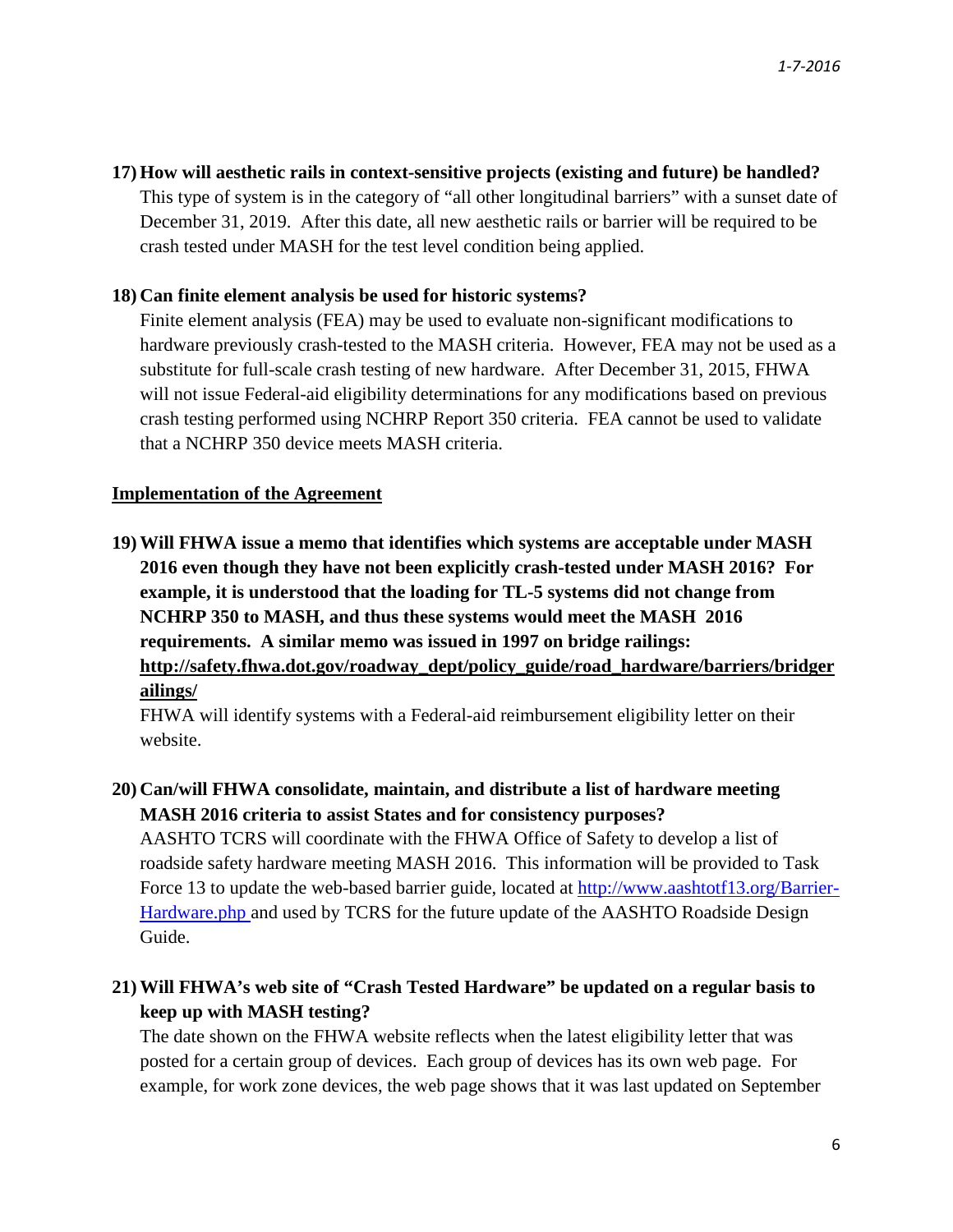**17) How will aesthetic rails in context-sensitive projects (existing and future) be handled?**

This type of system is in the category of "all other longitudinal barriers" with a sunset date of December 31, 2019. After this date, all new aesthetic rails or barrier will be required to be crash tested under MASH for the test level condition being applied.

**18) Can finite element analysis be used for historic systems?**

Finite element analysis (FEA) may be used to evaluate non-significant modifications to hardware previously crash-tested to the MASH criteria. However, FEA may not be used as a substitute for full-scale crash testing of new hardware. After December 31, 2015, FHWA will not issue Federal-aid eligibility determinations for any modifications based on previous crash testing performed using NCHRP Report 350 criteria. FEA cannot be used to validate that a NCHRP 350 device meets MASH criteria.

**Implementation of the Agreement**

**19) Will FHWA issue a memo that identifies which systems are acceptable under MASH 2016 even though they have not been explicitly crash-tested under MASH 2016? For example, it is understood that the loading for TL-5 systems did not change from NCHRP 350 to MASH, and thus these systems would meet the MASH 2016 requirements. A similar memo was issued in 1997 on bridge railings: [http://safety.fhwa.dot.gov/roadway_dept/policy_guide/road_hardware/barriers/bridgerailings/](http://safety.fhwa.dot.gov/roadway_dept/policy_guide/road_hardware/barriers/bridgerailings/)**

FHWA will identify systems with a Federal-aid reimbursement eligibility letter on their website.

**20) Can/will FHWA consolidate, maintain, and distribute a list of hardware meeting MASH 2016 criteria to assist States and for consistency purposes?**

AASHTO TCRS will coordinate with the FHWA Office of Safety to develop a list of roadside safety hardware meeting MASH 2016. This information will be provided to Task Force 13 to update the web-based barrier guide, located at [http://www.aashtotf13.org/Barrier-Hardware.php](http://www.aashtotf13.org/Barrier-Hardware.php) and used by TCRS for the future update of the AASHTO Roadside Design Guide.

**21) Will FHWA's web site of "Crash Tested Hardware" be updated on a regular basis to keep up with MASH testing?**

The date shown on the FHWA website reflects when the latest eligibility letter that was posted for a certain group of devices. Each group of devices has its own web page. For example, for work zone devices, the web page shows that it was last updated on September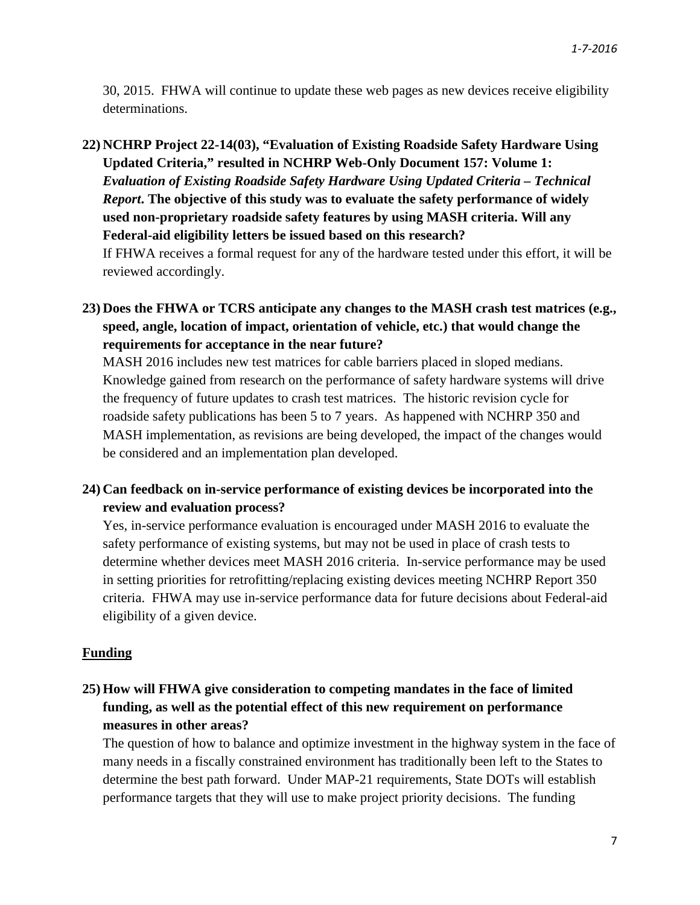30, 2015. FHWA will continue to update these web pages as new devices receive eligibility determinations.

22) **NCHRP Project 22-14(03), "Evaluation of Existing Roadside Safety Hardware Using Updated Criteria," resulted in NCHRP Web-Only Document 157: Volume 1: *Evaluation of Existing Roadside Safety Hardware Using Updated Criteria – Technical Report*. The objective of this study was to evaluate the safety performance of widely used non-proprietary roadside safety features by using MASH criteria. Will any Federal-aid eligibility letters be issued based on this research?**

    If FHWA receives a formal request for any of the hardware tested under this effort, it will be reviewed accordingly.

23) **Does the FHWA or TCRS anticipate any changes to the MASH crash test matrices (e.g., speed, angle, location of impact, orientation of vehicle, etc.) that would change the requirements for acceptance in the near future?**

    MASH 2016 includes new test matrices for cable barriers placed in sloped medians. Knowledge gained from research on the performance of safety hardware systems will drive the frequency of future updates to crash test matrices. The historic revision cycle for roadside safety publications has been 5 to 7 years. As happened with NCHRP 350 and MASH implementation, as revisions are being developed, the impact of the changes would be considered and an implementation plan developed.

24) **Can feedback on in-service performance of existing devices be incorporated into the review and evaluation process?**

    Yes, in-service performance evaluation is encouraged under MASH 2016 to evaluate the safety performance of existing systems, but may not be used in place of crash tests to determine whether devices meet MASH 2016 criteria. In-service performance may be used in setting priorities for retrofitting/replacing existing devices meeting NCHRP Report 350 criteria. FHWA may use in-service performance data for future decisions about Federal-aid eligibility of a given device.

## Funding

25) **How will FHWA give consideration to competing mandates in the face of limited funding, as well as the potential effect of this new requirement on performance measures in other areas?**

    The question of how to balance and optimize investment in the highway system in the face of many needs in a fiscally constrained environment has traditionally been left to the States to determine the best path forward. Under MAP-21 requirements, State DOTs will establish performance targets that they will use to make project priority decisions. The funding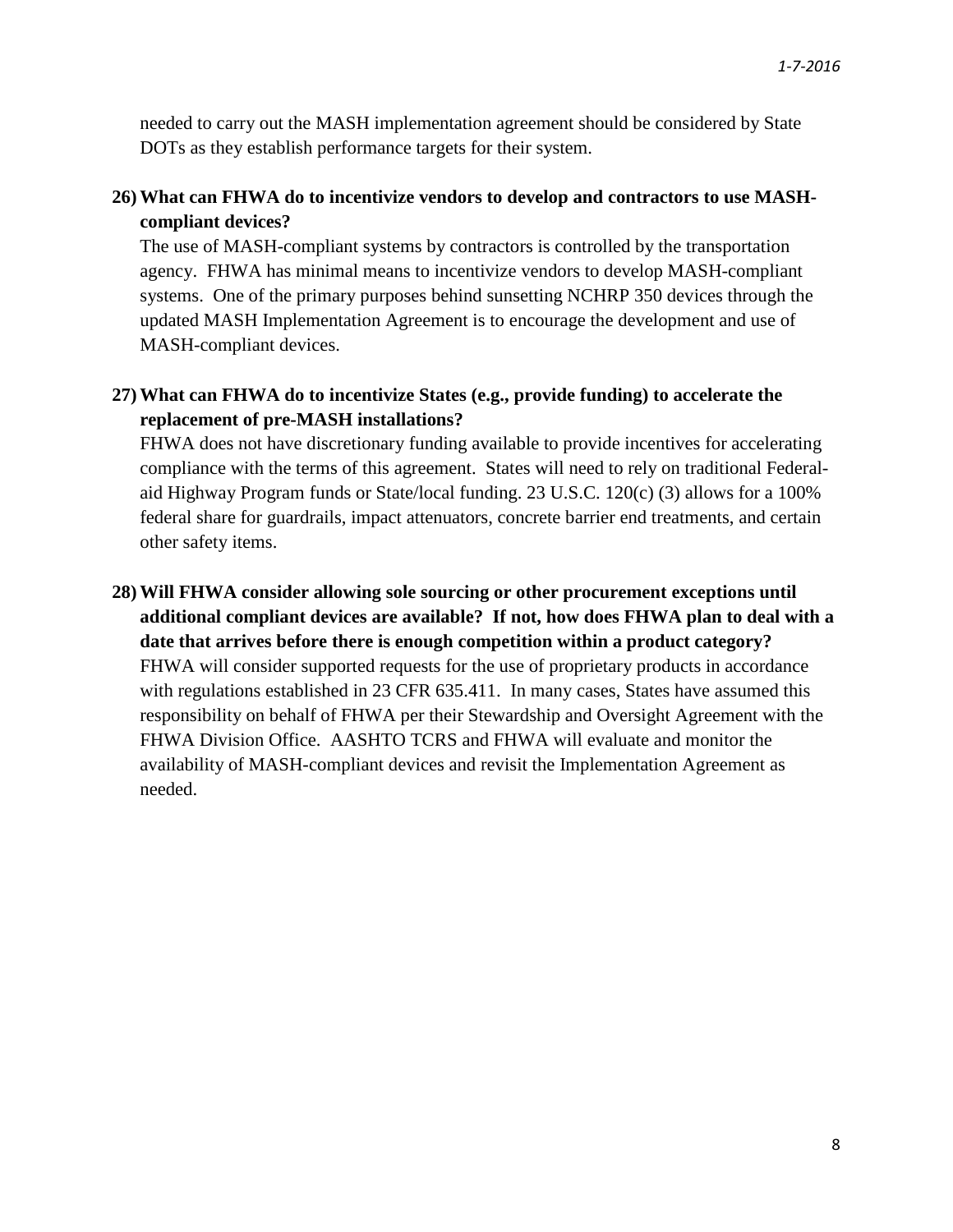needed to carry out the MASH implementation agreement should be considered by State DOTs as they establish performance targets for their system.

**26) What can FHWA do to incentivize vendors to develop and contractors to use MASH-compliant devices?**

The use of MASH-compliant systems by contractors is controlled by the transportation agency. FHWA has minimal means to incentivize vendors to develop MASH-compliant systems. One of the primary purposes behind sunsetting NCHRP 350 devices through the updated MASH Implementation Agreement is to encourage the development and use of MASH-compliant devices.

**27) What can FHWA do to incentivize States (e.g., provide funding) to accelerate the replacement of pre-MASH installations?**

FHWA does not have discretionary funding available to provide incentives for accelerating compliance with the terms of this agreement. States will need to rely on traditional Federal-aid Highway Program funds or State/local funding. 23 U.S.C. 120(c) (3) allows for a 100% federal share for guardrails, impact attenuators, concrete barrier end treatments, and certain other safety items.

**28) Will FHWA consider allowing sole sourcing or other procurement exceptions until additional compliant devices are available? If not, how does FHWA plan to deal with a date that arrives before there is enough competition within a product category?**

FHWA will consider supported requests for the use of proprietary products in accordance with regulations established in 23 CFR 635.411. In many cases, States have assumed this responsibility on behalf of FHWA per their Stewardship and Oversight Agreement with the FHWA Division Office. AASHTO TCRS and FHWA will evaluate and monitor the availability of MASH-compliant devices and revisit the Implementation Agreement as needed.